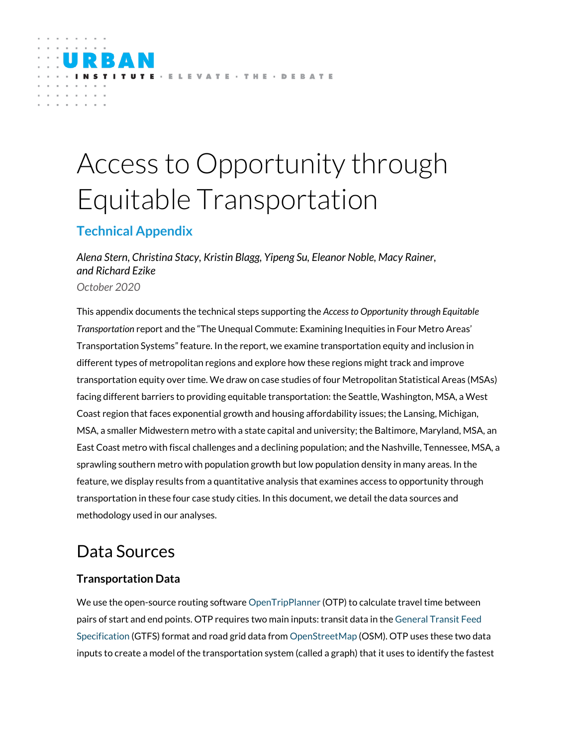URBAN INSTITUTE · ELEVATE · THE · DEBATE

# Access to Opportunity through Equitable Transportation

## Technical Appendix

*Alena Stern, Christina Stacy, Kristin Blagg, Yipeng Su, Eleanor Noble, Macy Rainer, and Richard Ezike*

*October 2020*

This appendix documents the technical steps supporting the *Access to Opportunity through Equitable Transportation* report and the "The Unequal Commute: Examining Inequities in Four Metro Areas' Transportation Systems" feature. In the report, we examine transportation equity and inclusion in different types of metropolitan regions and explore how these regions might track and improve transportation equity over time. We draw on case studies of four Metropolitan Statistical Areas (MSAs) facing different barriers to providing equitable transportation: the Seattle, Washington, MSA, a West Coast region that faces exponential growth and housing affordability issues; the Lansing, Michigan, MSA, a smaller Midwestern metro with a state capital and university; the Baltimore, Maryland, MSA, an East Coast metro with fiscal challenges and a declining population; and the Nashville, Tennessee, MSA, a sprawling southern metro with population growth but low population density in many areas. In the feature, we display results from a quantitative analysis that examines access to opportunity through transportation in these four case study cities. In this document, we detail the data sources and methodology used in our analyses.

# Data Sources

### Transportation Data

We use the open-source routing software OpenTripPlanner (OTP) to calculate travel time between pairs of start and end points. OTP requires two main inputs: transit data in the General Transit Feed Specification (GTFS) format and road grid data from OpenStreetMap (OSM). OTP uses these two data inputs to create a model of the transportation system (called a graph) that it uses to identify the fastest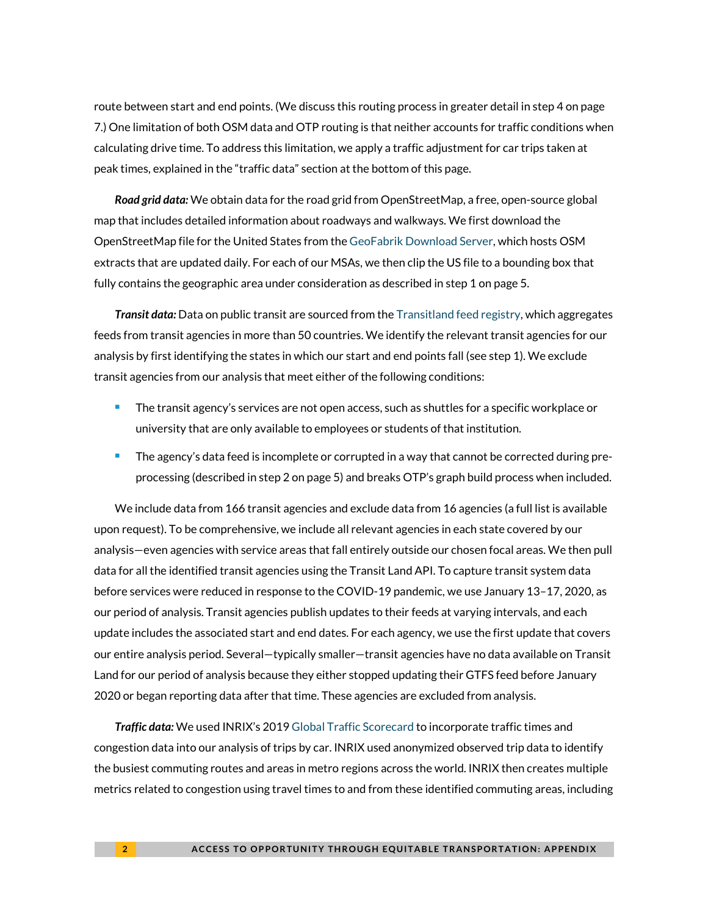route between start and end points. (We discuss this routing process in greater detail in step 4 on page 7.) One limitation of both OSM data and OTP routing is that neither accounts for traffic conditions when calculating drive time. To address this limitation, we apply a traffic adjustment for car trips taken at peak times, explained in the "traffic data" section at the bottom of this page.

***Road grid data:*** We obtain data for the road grid from OpenStreetMap, a free, open-source global map that includes detailed information about roadways and walkways. We first download the OpenStreetMap file for the United States from the GeoFabrik Download Server, which hosts OSM extracts that are updated daily. For each of our MSAs, we then clip the US file to a bounding box that fully contains the geographic area under consideration as described in step 1 on page 5.

***Transit data:*** Data on public transit are sourced from the Transitland feed registry, which aggregates feeds from transit agencies in more than 50 countries. We identify the relevant transit agencies for our analysis by first identifying the states in which our start and end points fall (see step 1). We exclude transit agencies from our analysis that meet either of the following conditions:

- The transit agency's services are not open access, such as shuttles for a specific workplace or university that are only available to employees or students of that institution.
- The agency's data feed is incomplete or corrupted in a way that cannot be corrected during pre-processing (described in step 2 on page 5) and breaks OTP's graph build process when included.

We include data from 166 transit agencies and exclude data from 16 agencies (a full list is available upon request). To be comprehensive, we include all relevant agencies in each state covered by our analysis—even agencies with service areas that fall entirely outside our chosen focal areas. We then pull data for all the identified transit agencies using the Transit Land API. To capture transit system data before services were reduced in response to the COVID-19 pandemic, we use January 13–17, 2020, as our period of analysis. Transit agencies publish updates to their feeds at varying intervals, and each update includes the associated start and end dates. For each agency, we use the first update that covers our entire analysis period. Several—typically smaller—transit agencies have no data available on Transit Land for our period of analysis because they either stopped updating their GTFS feed before January 2020 or began reporting data after that time. These agencies are excluded from analysis.

***Traffic data:*** We used INRIX's 2019 Global Traffic Scorecard to incorporate traffic times and congestion data into our analysis of trips by car. INRIX used anonymized observed trip data to identify the busiest commuting routes and areas in metro regions across the world. INRIX then creates multiple metrics related to congestion using travel times to and from these identified commuting areas, including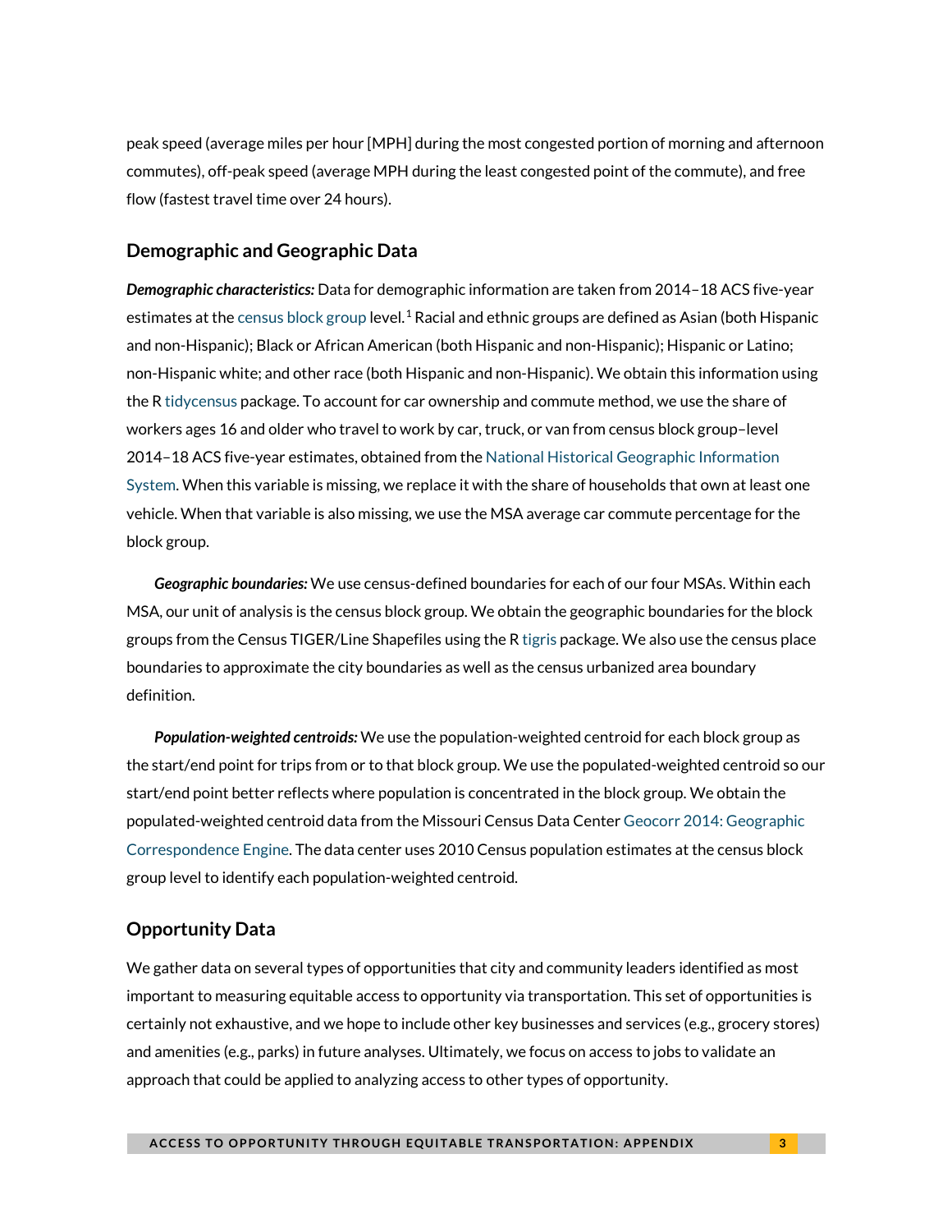peak speed (average miles per hour [MPH] during the most congested portion of morning and afternoon commutes), off-peak speed (average MPH during the least congested point of the commute), and free flow (fastest travel time over 24 hours).

## Demographic and Geographic Data

***Demographic characteristics:*** Data for demographic information are taken from 2014–18 ACS five-year estimates at the census block group level.[1] Racial and ethnic groups are defined as Asian (both Hispanic and non-Hispanic); Black or African American (both Hispanic and non-Hispanic); Hispanic or Latino; non-Hispanic white; and other race (both Hispanic and non-Hispanic). We obtain this information using the R tidycensus package. To account for car ownership and commute method, we use the share of workers ages 16 and older who travel to work by car, truck, or van from census block group–level 2014–18 ACS five-year estimates, obtained from the National Historical Geographic Information System. When this variable is missing, we replace it with the share of households that own at least one vehicle. When that variable is also missing, we use the MSA average car commute percentage for the block group.

***Geographic boundaries:*** We use census-defined boundaries for each of our four MSAs. Within each MSA, our unit of analysis is the census block group. We obtain the geographic boundaries for the block groups from the Census TIGER/Line Shapefiles using the R tigris package. We also use the census place boundaries to approximate the city boundaries as well as the census urbanized area boundary definition.

***Population-weighted centroids:*** We use the population-weighted centroid for each block group as the start/end point for trips from or to that block group. We use the populated-weighted centroid so our start/end point better reflects where population is concentrated in the block group. We obtain the populated-weighted centroid data from the Missouri Census Data Center Geocorr 2014: Geographic Correspondence Engine. The data center uses 2010 Census population estimates at the census block group level to identify each population-weighted centroid.

## Opportunity Data

We gather data on several types of opportunities that city and community leaders identified as most important to measuring equitable access to opportunity via transportation. This set of opportunities is certainly not exhaustive, and we hope to include other key businesses and services (e.g., grocery stores) and amenities (e.g., parks) in future analyses. Ultimately, we focus on access to jobs to validate an approach that could be applied to analyzing access to other types of opportunity.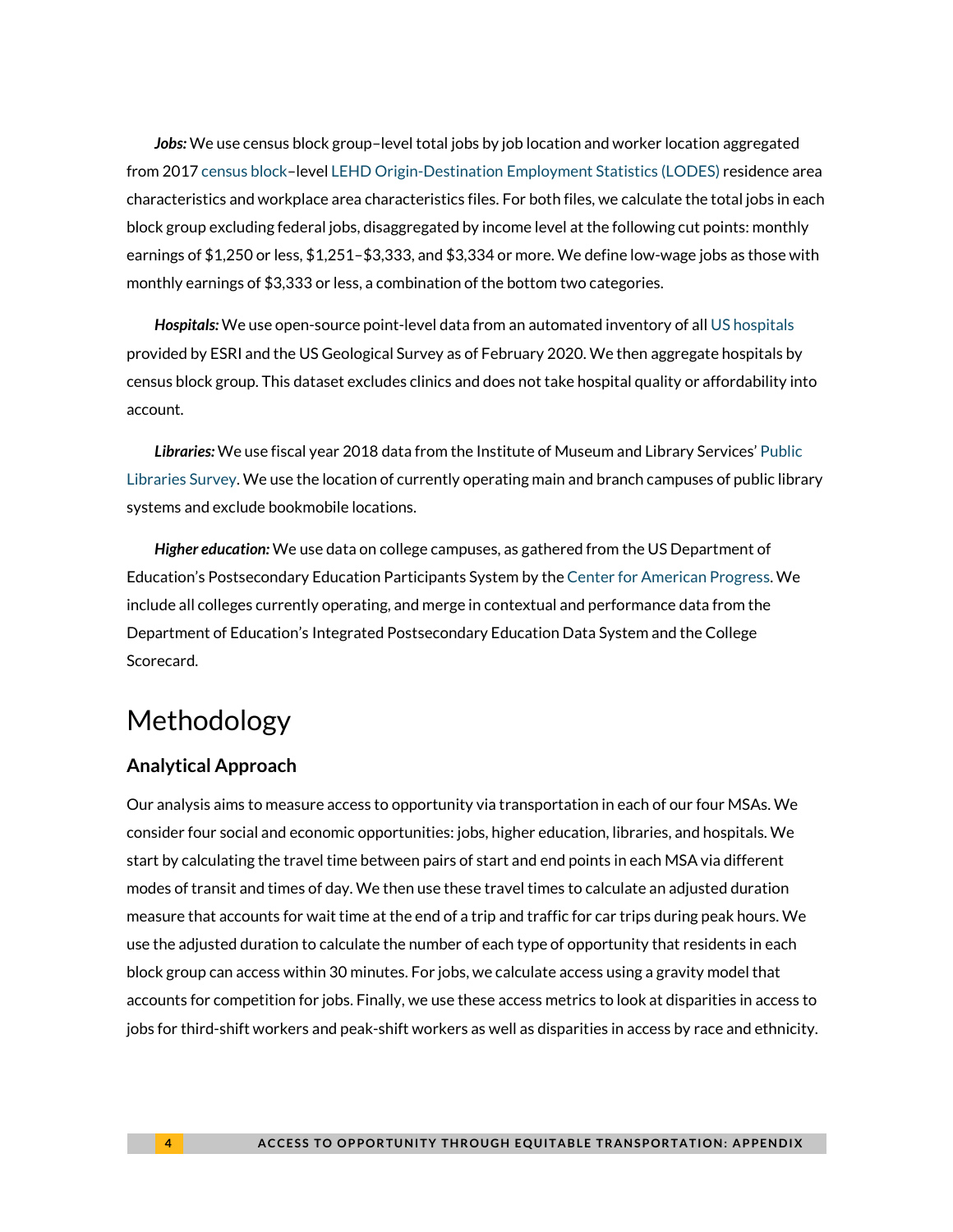***Jobs:*** We use census block group–level total jobs by job location and worker location aggregated from 2017 census block–level LEHD Origin-Destination Employment Statistics (LODES) residence area characteristics and workplace area characteristics files. For both files, we calculate the total jobs in each block group excluding federal jobs, disaggregated by income level at the following cut points: monthly earnings of $1,250 or less, $1,251–$3,333, and $3,334 or more. We define low-wage jobs as those with monthly earnings of $3,333 or less, a combination of the bottom two categories.

***Hospitals:*** We use open-source point-level data from an automated inventory of all US hospitals provided by ESRI and the US Geological Survey as of February 2020. We then aggregate hospitals by census block group. This dataset excludes clinics and does not take hospital quality or affordability into account.

***Libraries:*** We use fiscal year 2018 data from the Institute of Museum and Library Services' Public Libraries Survey. We use the location of currently operating main and branch campuses of public library systems and exclude bookmobile locations.

***Higher education:*** We use data on college campuses, as gathered from the US Department of Education's Postsecondary Education Participants System by the Center for American Progress. We include all colleges currently operating, and merge in contextual and performance data from the Department of Education's Integrated Postsecondary Education Data System and the College Scorecard.

# Methodology

## Analytical Approach

Our analysis aims to measure access to opportunity via transportation in each of our four MSAs. We consider four social and economic opportunities: jobs, higher education, libraries, and hospitals. We start by calculating the travel time between pairs of start and end points in each MSA via different modes of transit and times of day. We then use these travel times to calculate an adjusted duration measure that accounts for wait time at the end of a trip and traffic for car trips during peak hours. We use the adjusted duration to calculate the number of each type of opportunity that residents in each block group can access within 30 minutes. For jobs, we calculate access using a gravity model that accounts for competition for jobs. Finally, we use these access metrics to look at disparities in access to jobs for third-shift workers and peak-shift workers as well as disparities in access by race and ethnicity.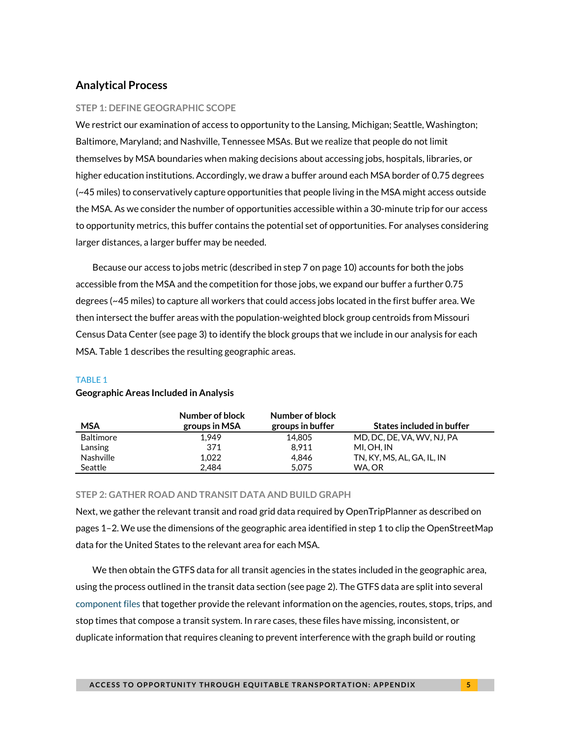## Analytical Process

### STEP 1: DEFINE GEOGRAPHIC SCOPE

We restrict our examination of access to opportunity to the Lansing, Michigan; Seattle, Washington; Baltimore, Maryland; and Nashville, Tennessee MSAs. But we realize that people do not limit themselves by MSA boundaries when making decisions about accessing jobs, hospitals, libraries, or higher education institutions. Accordingly, we draw a buffer around each MSA border of 0.75 degrees (~45 miles) to conservatively capture opportunities that people living in the MSA might access outside the MSA. As we consider the number of opportunities accessible within a 30-minute trip for our access to opportunity metrics, this buffer contains the potential set of opportunities. For analyses considering larger distances, a larger buffer may be needed.

Because our access to jobs metric (described in step 7 on page 10) accounts for both the jobs accessible from the MSA and the competition for those jobs, we expand our buffer a further 0.75 degrees (~45 miles) to capture all workers that could access jobs located in the first buffer area. We then intersect the buffer areas with the population-weighted block group centroids from Missouri Census Data Center (see page 3) to identify the block groups that we include in our analysis for each MSA. Table 1 describes the resulting geographic areas.

TABLE 1

**Geographic Areas Included in Analysis**

| MSA | Number of block groups in MSA | Number of block groups in buffer | States included in buffer |
|---|---|---|---|
| Baltimore | 1,949 | 14,805 | MD, DC, DE, VA, WV, NJ, PA |
| Lansing | 371 | 8,911 | MI, OH, IN |
| Nashville | 1,022 | 4,846 | TN, KY, MS, AL, GA, IL, IN |
| Seattle | 2,484 | 5,075 | WA, OR |

### STEP 2: GATHER ROAD AND TRANSIT DATA AND BUILD GRAPH

Next, we gather the relevant transit and road grid data required by OpenTripPlanner as described on pages 1–2. We use the dimensions of the geographic area identified in step 1 to clip the OpenStreetMap data for the United States to the relevant area for each MSA.

We then obtain the GTFS data for all transit agencies in the states included in the geographic area, using the process outlined in the transit data section (see page 2). The GTFS data are split into several component files that together provide the relevant information on the agencies, routes, stops, trips, and stop times that compose a transit system. In rare cases, these files have missing, inconsistent, or duplicate information that requires cleaning to prevent interference with the graph build or routing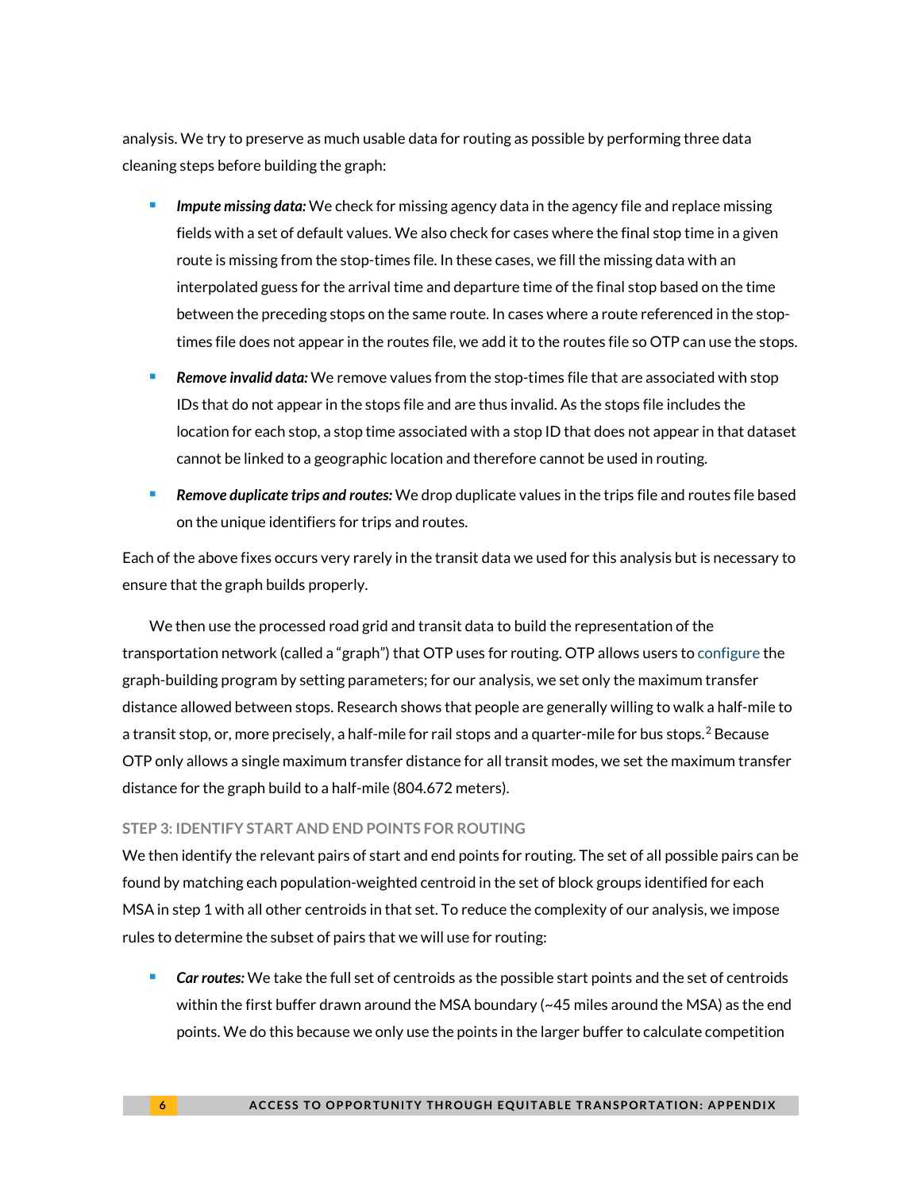analysis. We try to preserve as much usable data for routing as possible by performing three data cleaning steps before building the graph:

- ***Impute missing data:*** We check for missing agency data in the agency file and replace missing fields with a set of default values. We also check for cases where the final stop time in a given route is missing from the stop-times file. In these cases, we fill the missing data with an interpolated guess for the arrival time and departure time of the final stop based on the time between the preceding stops on the same route. In cases where a route referenced in the stop-times file does not appear in the routes file, we add it to the routes file so OTP can use the stops.
- ***Remove invalid data:*** We remove values from the stop-times file that are associated with stop IDs that do not appear in the stops file and are thus invalid. As the stops file includes the location for each stop, a stop time associated with a stop ID that does not appear in that dataset cannot be linked to a geographic location and therefore cannot be used in routing.
- ***Remove duplicate trips and routes:*** We drop duplicate values in the trips file and routes file based on the unique identifiers for trips and routes.

Each of the above fixes occurs very rarely in the transit data we used for this analysis but is necessary to ensure that the graph builds properly.

We then use the processed road grid and transit data to build the representation of the transportation network (called a "graph") that OTP uses for routing. OTP allows users to configure the graph-building program by setting parameters; for our analysis, we set only the maximum transfer distance allowed between stops. Research shows that people are generally willing to walk a half-mile to a transit stop, or, more precisely, a half-mile for rail stops and a quarter-mile for bus stops.[2] Because OTP only allows a single maximum transfer distance for all transit modes, we set the maximum transfer distance for the graph build to a half-mile (804.672 meters).

### STEP 3: IDENTIFY START AND END POINTS FOR ROUTING

We then identify the relevant pairs of start and end points for routing. The set of all possible pairs can be found by matching each population-weighted centroid in the set of block groups identified for each MSA in step 1 with all other centroids in that set. To reduce the complexity of our analysis, we impose rules to determine the subset of pairs that we will use for routing:

- ***Car routes:*** We take the full set of centroids as the possible start points and the set of centroids within the first buffer drawn around the MSA boundary (~45 miles around the MSA) as the end points. We do this because we only use the points in the larger buffer to calculate competition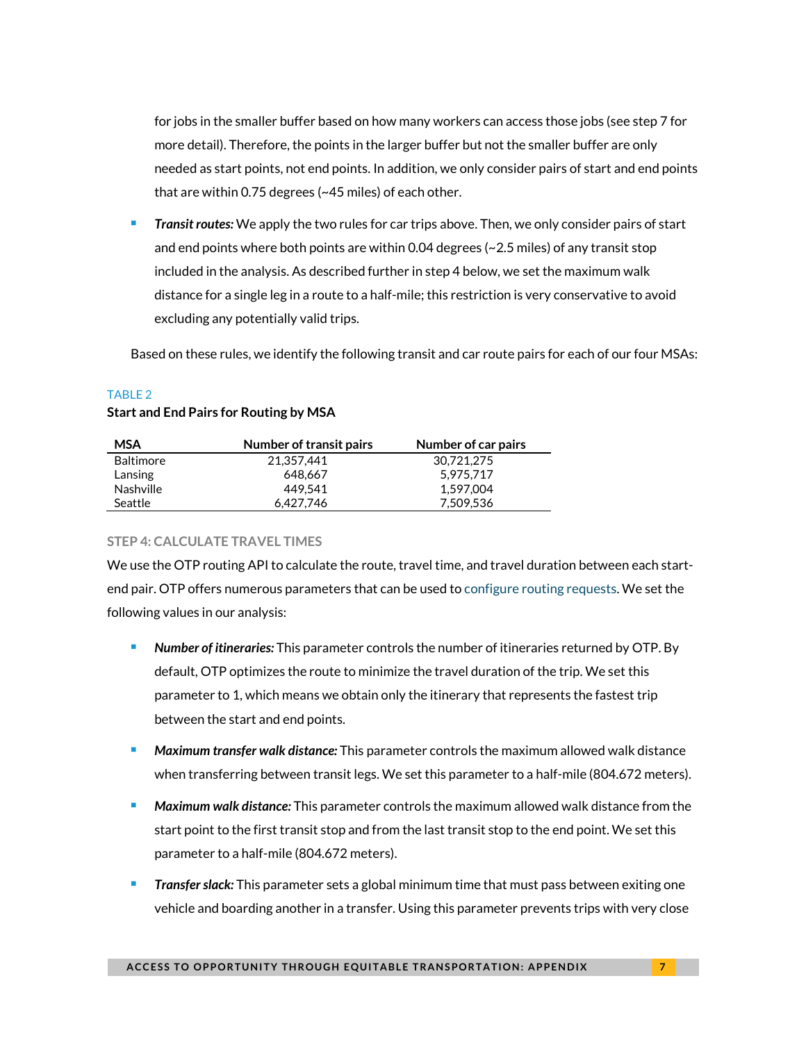for jobs in the smaller buffer based on how many workers can access those jobs (see step 7 for more detail). Therefore, the points in the larger buffer but not the smaller buffer are only needed as start points, not end points. In addition, we only consider pairs of start and end points that are within 0.75 degrees (~45 miles) of each other.

- ***Transit routes:*** We apply the two rules for car trips above. Then, we only consider pairs of start and end points where both points are within 0.04 degrees (~2.5 miles) of any transit stop included in the analysis. As described further in step 4 below, we set the maximum walk distance for a single leg in a route to a half-mile; this restriction is very conservative to avoid excluding any potentially valid trips.

Based on these rules, we identify the following transit and car route pairs for each of our four MSAs:

TABLE 2

**Start and End Pairs for Routing by MSA**

| MSA | Number of transit pairs | Number of car pairs |
|---|---|---|
| Baltimore | 21,357,441 | 30,721,275 |
| Lansing | 648,667 | 5,975,717 |
| Nashville | 449,541 | 1,597,004 |
| Seattle | 6,427,746 | 7,509,536 |

#### STEP 4: CALCULATE TRAVEL TIMES

We use the OTP routing API to calculate the route, travel time, and travel duration between each start-end pair. OTP offers numerous parameters that can be used to configure routing requests. We set the following values in our analysis:

- ***Number of itineraries:*** This parameter controls the number of itineraries returned by OTP. By default, OTP optimizes the route to minimize the travel duration of the trip. We set this parameter to 1, which means we obtain only the itinerary that represents the fastest trip between the start and end points.
- ***Maximum transfer walk distance:*** This parameter controls the maximum allowed walk distance when transferring between transit legs. We set this parameter to a half-mile (804.672 meters).
- ***Maximum walk distance:*** This parameter controls the maximum allowed walk distance from the start point to the first transit stop and from the last transit stop to the end point. We set this parameter to a half-mile (804.672 meters).
- ***Transfer slack:*** This parameter sets a global minimum time that must pass between exiting one vehicle and boarding another in a transfer. Using this parameter prevents trips with very close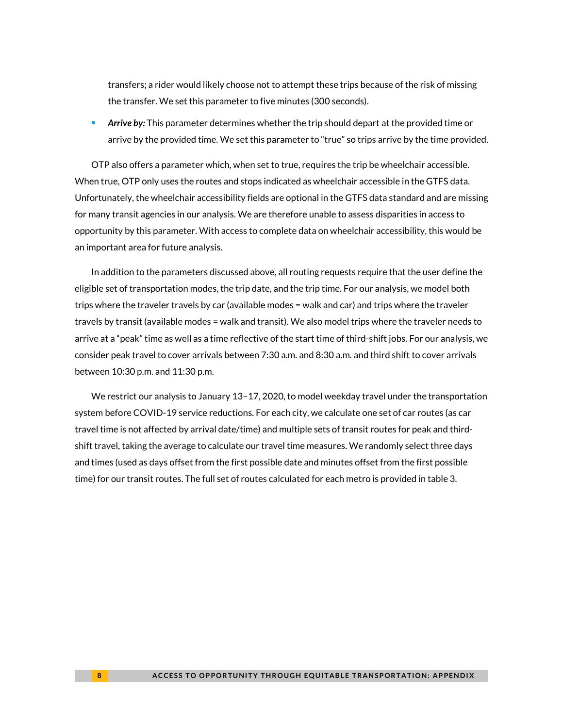transfers; a rider would likely choose not to attempt these trips because of the risk of missing the transfer. We set this parameter to five minutes (300 seconds).

- ***Arrive by:*** This parameter determines whether the trip should depart at the provided time or arrive by the provided time. We set this parameter to "true" so trips arrive by the time provided.

OTP also offers a parameter which, when set to true, requires the trip be wheelchair accessible. When true, OTP only uses the routes and stops indicated as wheelchair accessible in the GTFS data. Unfortunately, the wheelchair accessibility fields are optional in the GTFS data standard and are missing for many transit agencies in our analysis. We are therefore unable to assess disparities in access to opportunity by this parameter. With access to complete data on wheelchair accessibility, this would be an important area for future analysis.

In addition to the parameters discussed above, all routing requests require that the user define the eligible set of transportation modes, the trip date, and the trip time. For our analysis, we model both trips where the traveler travels by car (available modes = walk and car) and trips where the traveler travels by transit (available modes = walk and transit). We also model trips where the traveler needs to arrive at a "peak" time as well as a time reflective of the start time of third-shift jobs. For our analysis, we consider peak travel to cover arrivals between 7:30 a.m. and 8:30 a.m. and third shift to cover arrivals between 10:30 p.m. and 11:30 p.m.

We restrict our analysis to January 13–17, 2020, to model weekday travel under the transportation system before COVID-19 service reductions. For each city, we calculate one set of car routes (as car travel time is not affected by arrival date/time) and multiple sets of transit routes for peak and third-shift travel, taking the average to calculate our travel time measures. We randomly select three days and times (used as days offset from the first possible date and minutes offset from the first possible time) for our transit routes. The full set of routes calculated for each metro is provided in table 3.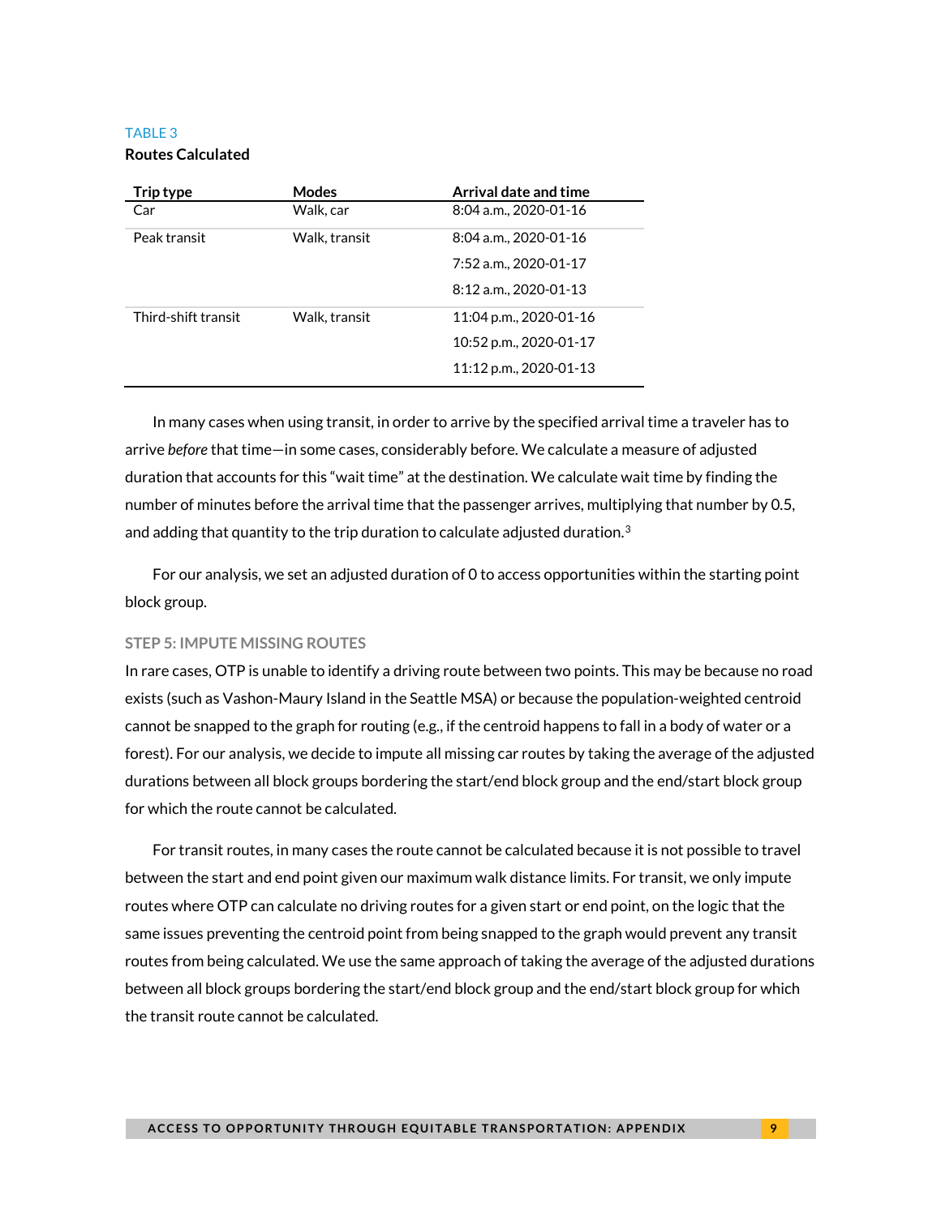TABLE 3

**Routes Calculated**

| Trip type | Modes | Arrival date and time |
|---|---|---|
| Car | Walk, car | 8:04 a.m., 2020-01-16 |
| Peak transit | Walk, transit | 8:04 a.m., 2020-01-16 |
| | | 7:52 a.m., 2020-01-17 |
| | | 8:12 a.m., 2020-01-13 |
| Third-shift transit | Walk, transit | 11:04 p.m., 2020-01-16 |
| | | 10:52 p.m., 2020-01-17 |
| | | 11:12 p.m., 2020-01-13 |

In many cases when using transit, in order to arrive by the specified arrival time a traveler has to arrive *before* that time—in some cases, considerably before. We calculate a measure of adjusted duration that accounts for this "wait time" at the destination. We calculate wait time by finding the number of minutes before the arrival time that the passenger arrives, multiplying that number by 0.5, and adding that quantity to the trip duration to calculate adjusted duration.[3]

For our analysis, we set an adjusted duration of 0 to access opportunities within the starting point block group.

### STEP 5: IMPUTE MISSING ROUTES

In rare cases, OTP is unable to identify a driving route between two points. This may be because no road exists (such as Vashon-Maury Island in the Seattle MSA) or because the population-weighted centroid cannot be snapped to the graph for routing (e.g., if the centroid happens to fall in a body of water or a forest). For our analysis, we decide to impute all missing car routes by taking the average of the adjusted durations between all block groups bordering the start/end block group and the end/start block group for which the route cannot be calculated.

For transit routes, in many cases the route cannot be calculated because it is not possible to travel between the start and end point given our maximum walk distance limits. For transit, we only impute routes where OTP can calculate no driving routes for a given start or end point, on the logic that the same issues preventing the centroid point from being snapped to the graph would prevent any transit routes from being calculated. We use the same approach of taking the average of the adjusted durations between all block groups bordering the start/end block group and the end/start block group for which the transit route cannot be calculated.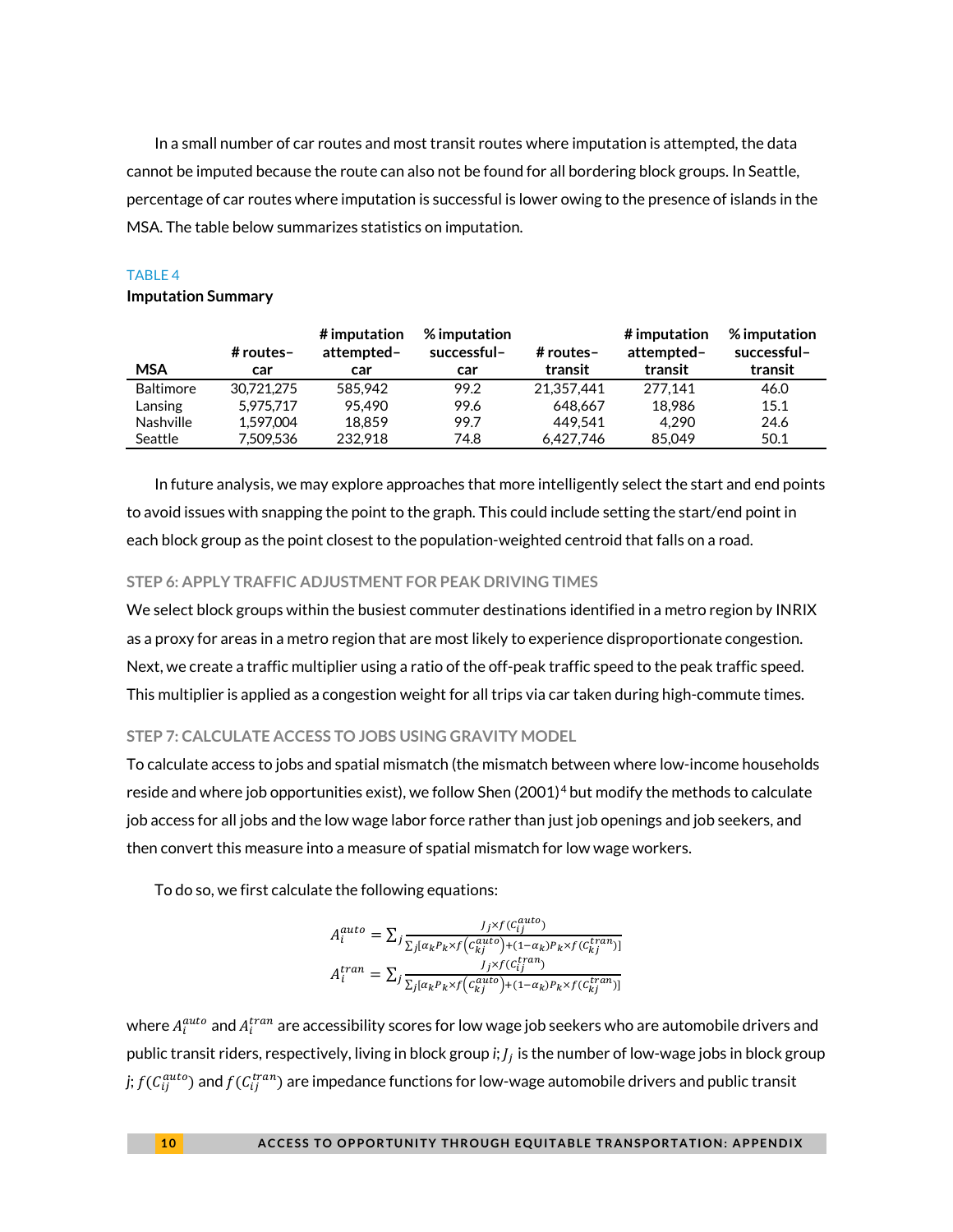In a small number of car routes and most transit routes where imputation is attempted, the data cannot be imputed because the route can also not be found for all bordering block groups. In Seattle, percentage of car routes where imputation is successful is lower owing to the presence of islands in the MSA. The table below summarizes statistics on imputation.

TABLE 4

**Imputation Summary**

| MSA | # routes–car | # imputation attempted–car | % imputation successful–car | # routes–transit | # imputation attempted–transit | % imputation successful–transit |
|---|---|---|---|---|---|---|
| Baltimore | 30,721,275 | 585,942 | 99.2 | 21,357,441 | 277,141 | 46.0 |
| Lansing | 5,975,717 | 95,490 | 99.6 | 648,667 | 18,986 | 15.1 |
| Nashville | 1,597,004 | 18,859 | 99.7 | 449,541 | 4,290 | 24.6 |
| Seattle | 7,509,536 | 232,918 | 74.8 | 6,427,746 | 85,049 | 50.1 |

In future analysis, we may explore approaches that more intelligently select the start and end points to avoid issues with snapping the point to the graph. This could include setting the start/end point in each block group as the point closest to the population-weighted centroid that falls on a road.

### STEP 6: APPLY TRAFFIC ADJUSTMENT FOR PEAK DRIVING TIMES

We select block groups within the busiest commuter destinations identified in a metro region by INRIX as a proxy for areas in a metro region that are most likely to experience disproportionate congestion. Next, we create a traffic multiplier using a ratio of the off-peak traffic speed to the peak traffic speed. This multiplier is applied as a congestion weight for all trips via car taken during high-commute times.

### STEP 7: CALCULATE ACCESS TO JOBS USING GRAVITY MODEL

To calculate access to jobs and spatial mismatch (the mismatch between where low-income households reside and where job opportunities exist), we follow Shen (2001)[4] but modify the methods to calculate job access for all jobs and the low wage labor force rather than just job openings and job seekers, and then convert this measure into a measure of spatial mismatch for low wage workers.

To do so, we first calculate the following equations:

$$A_i^{auto} = \sum_j \frac{J_j \times f(C_{ij}^{auto})}{\sum_j [\alpha_k P_k \times f(C_{kj}^{auto}) + (1-\alpha_k) P_k \times f(C_{kj}^{tran})]}$$

$$A_i^{tran} = \sum_j \frac{J_j \times f(C_{ij}^{tran})}{\sum_j [\alpha_k P_k \times f(C_{kj}^{auto}) + (1-\alpha_k) P_k \times f(C_{kj}^{tran})]}$$

where $A_i^{auto}$ and $A_i^{tran}$ are accessibility scores for low wage job seekers who are automobile drivers and public transit riders, respectively, living in block group *i*; $J_j$ is the number of low-wage jobs in block group *j*; $f(C_{ij}^{auto})$ and $f(C_{ij}^{tran})$ are impedance functions for low-wage automobile drivers and public transit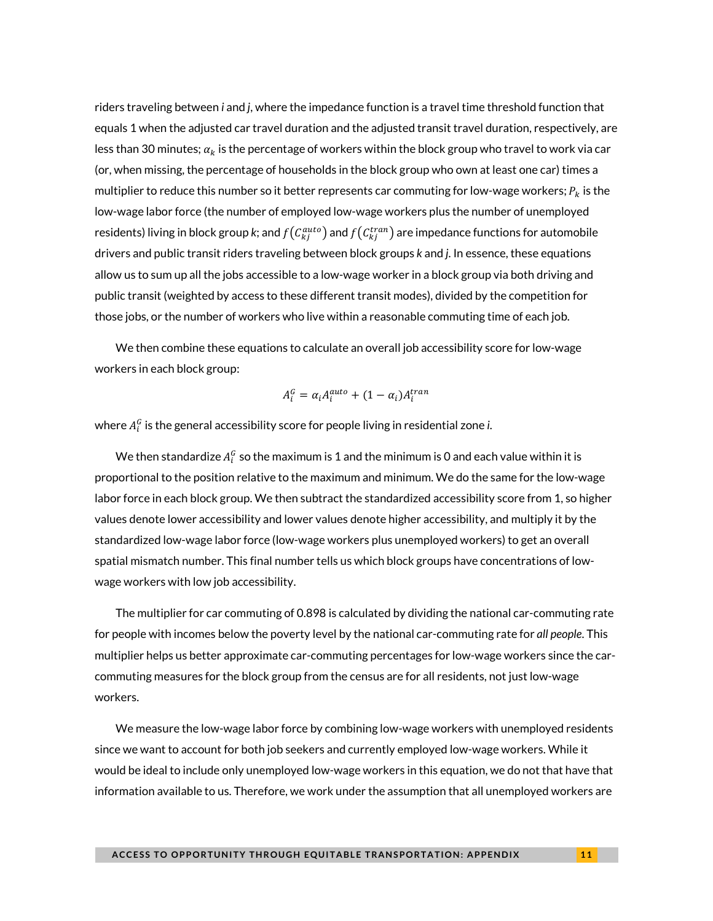riders traveling between *i* and *j*, where the impedance function is a travel time threshold function that equals 1 when the adjusted car travel duration and the adjusted transit travel duration, respectively, are less than 30 minutes; $\alpha_k$ is the percentage of workers within the block group who travel to work via car (or, when missing, the percentage of households in the block group who own at least one car) times a multiplier to reduce this number so it better represents car commuting for low-wage workers; $P_k$ is the low-wage labor force (the number of employed low-wage workers plus the number of unemployed residents) living in block group *k*; and $f\left(C_{kj}^{auto}\right)$ and $f\left(C_{kj}^{tran}\right)$ are impedance functions for automobile drivers and public transit riders traveling between block groups *k* and *j*. In essence, these equations allow us to sum up all the jobs accessible to a low-wage worker in a block group via both driving and public transit (weighted by access to these different transit modes), divided by the competition for those jobs, or the number of workers who live within a reasonable commuting time of each job.

We then combine these equations to calculate an overall job accessibility score for low-wage workers in each block group:

$$A_i^G = \alpha_i A_i^{auto} + (1 - \alpha_i) A_i^{tran}$$

where $A_i^G$ is the general accessibility score for people living in residential zone *i*.

We then standardize $A_i^G$ so the maximum is 1 and the minimum is 0 and each value within it is proportional to the position relative to the maximum and minimum. We do the same for the low-wage labor force in each block group. We then subtract the standardized accessibility score from 1, so higher values denote lower accessibility and lower values denote higher accessibility, and multiply it by the standardized low-wage labor force (low-wage workers plus unemployed workers) to get an overall spatial mismatch number. This final number tells us which block groups have concentrations of low-wage workers with low job accessibility.

The multiplier for car commuting of 0.898 is calculated by dividing the national car-commuting rate for people with incomes below the poverty level by the national car-commuting rate for *all people*. This multiplier helps us better approximate car-commuting percentages for low-wage workers since the car-commuting measures for the block group from the census are for all residents, not just low-wage workers.

We measure the low-wage labor force by combining low-wage workers with unemployed residents since we want to account for both job seekers and currently employed low-wage workers. While it would be ideal to include only unemployed low-wage workers in this equation, we do not that have that information available to us. Therefore, we work under the assumption that all unemployed workers are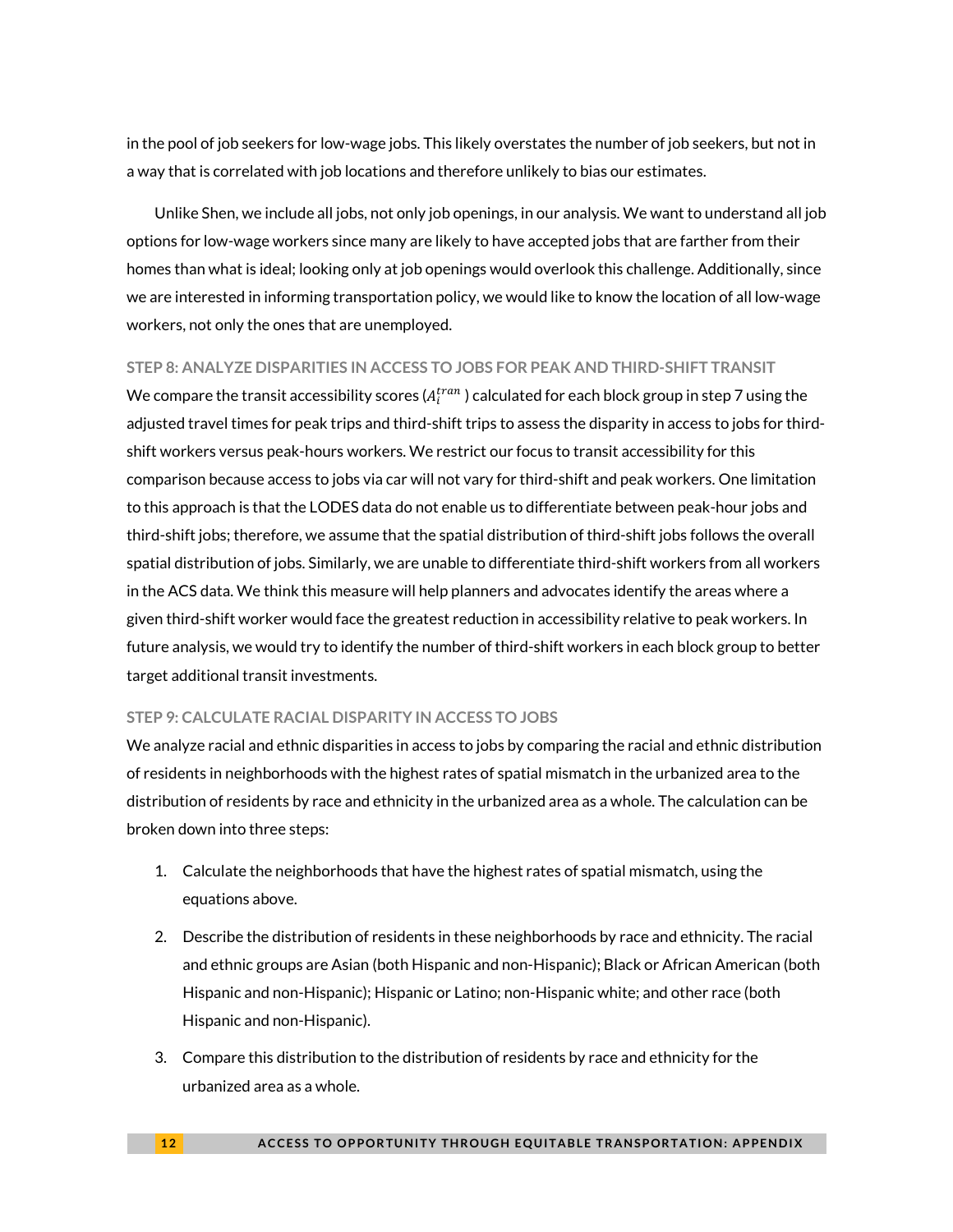in the pool of job seekers for low-wage jobs. This likely overstates the number of job seekers, but not in a way that is correlated with job locations and therefore unlikely to bias our estimates.

Unlike Shen, we include all jobs, not only job openings, in our analysis. We want to understand all job options for low-wage workers since many are likely to have accepted jobs that are farther from their homes than what is ideal; looking only at job openings would overlook this challenge. Additionally, since we are interested in informing transportation policy, we would like to know the location of all low-wage workers, not only the ones that are unemployed.

### STEP 8: ANALYZE DISPARITIES IN ACCESS TO JOBS FOR PEAK AND THIRD-SHIFT TRANSIT

We compare the transit accessibility scores ($A_i^{tran}$) calculated for each block group in step 7 using the adjusted travel times for peak trips and third-shift trips to assess the disparity in access to jobs for third-shift workers versus peak-hours workers. We restrict our focus to transit accessibility for this comparison because access to jobs via car will not vary for third-shift and peak workers. One limitation to this approach is that the LODES data do not enable us to differentiate between peak-hour jobs and third-shift jobs; therefore, we assume that the spatial distribution of third-shift jobs follows the overall spatial distribution of jobs. Similarly, we are unable to differentiate third-shift workers from all workers in the ACS data. We think this measure will help planners and advocates identify the areas where a given third-shift worker would face the greatest reduction in accessibility relative to peak workers. In future analysis, we would try to identify the number of third-shift workers in each block group to better target additional transit investments.

### STEP 9: CALCULATE RACIAL DISPARITY IN ACCESS TO JOBS

We analyze racial and ethnic disparities in access to jobs by comparing the racial and ethnic distribution of residents in neighborhoods with the highest rates of spatial mismatch in the urbanized area to the distribution of residents by race and ethnicity in the urbanized area as a whole. The calculation can be broken down into three steps:

1. Calculate the neighborhoods that have the highest rates of spatial mismatch, using the equations above.
2. Describe the distribution of residents in these neighborhoods by race and ethnicity. The racial and ethnic groups are Asian (both Hispanic and non-Hispanic); Black or African American (both Hispanic and non-Hispanic); Hispanic or Latino; non-Hispanic white; and other race (both Hispanic and non-Hispanic).
3. Compare this distribution to the distribution of residents by race and ethnicity for the urbanized area as a whole.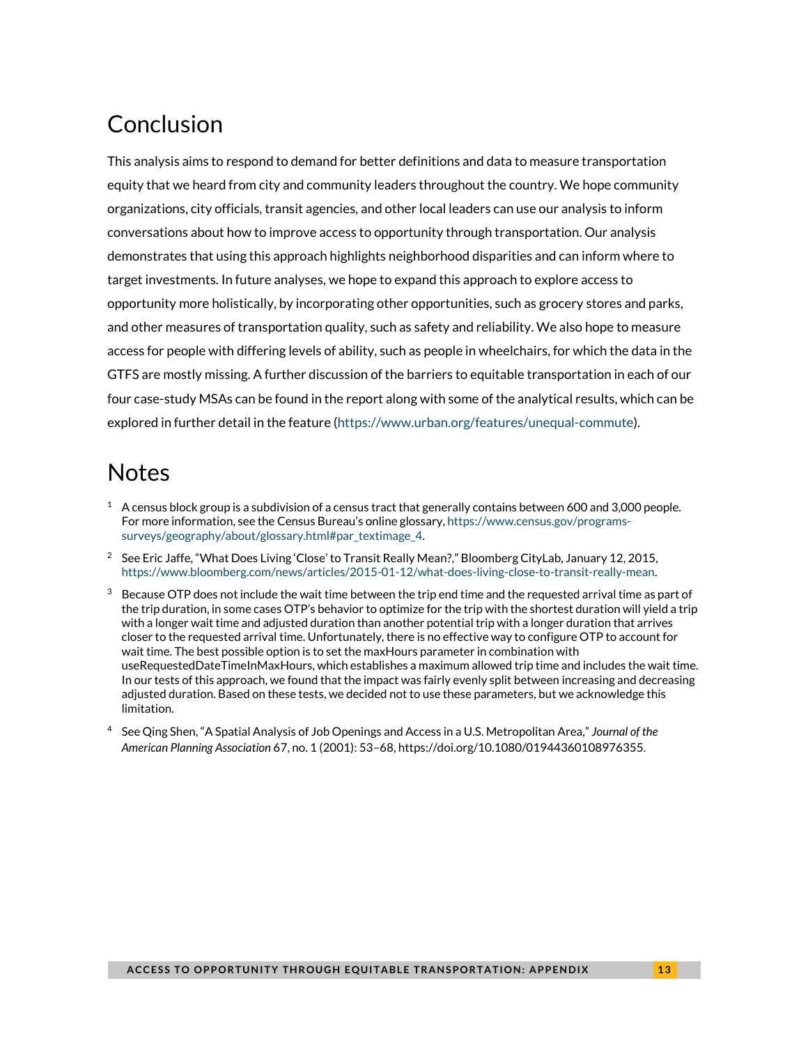## Conclusion

This analysis aims to respond to demand for better definitions and data to measure transportation equity that we heard from city and community leaders throughout the country. We hope community organizations, city officials, transit agencies, and other local leaders can use our analysis to inform conversations about how to improve access to opportunity through transportation. Our analysis demonstrates that using this approach highlights neighborhood disparities and can inform where to target investments. In future analyses, we hope to expand this approach to explore access to opportunity more holistically, by incorporating other opportunities, such as grocery stores and parks, and other measures of transportation quality, such as safety and reliability. We also hope to measure access for people with differing levels of ability, such as people in wheelchairs, for which the data in the GTFS are mostly missing. A further discussion of the barriers to equitable transportation in each of our four case-study MSAs can be found in the report along with some of the analytical results, which can be explored in further detail in the feature (https://www.urban.org/features/unequal-commute).

## Notes

1. A census block group is a subdivision of a census tract that generally contains between 600 and 3,000 people. For more information, see the Census Bureau's online glossary, https://www.census.gov/programs-surveys/geography/about/glossary.html#par_textimage_4.

2. See Eric Jaffe, "What Does Living 'Close' to Transit Really Mean?," Bloomberg CityLab, January 12, 2015, https://www.bloomberg.com/news/articles/2015-01-12/what-does-living-close-to-transit-really-mean.

3. Because OTP does not include the wait time between the trip end time and the requested arrival time as part of the trip duration, in some cases OTP's behavior to optimize for the trip with the shortest duration will yield a trip with a longer wait time and adjusted duration than another potential trip with a longer duration that arrives closer to the requested arrival time. Unfortunately, there is no effective way to configure OTP to account for wait time. The best possible option is to set the maxHours parameter in combination with useRequestedDateTimeInMaxHours, which establishes a maximum allowed trip time and includes the wait time. In our tests of this approach, we found that the impact was fairly evenly split between increasing and decreasing adjusted duration. Based on these tests, we decided not to use these parameters, but we acknowledge this limitation.

4. See Qing Shen, "A Spatial Analysis of Job Openings and Access in a U.S. Metropolitan Area," *Journal of the American Planning Association* 67, no. 1 (2001): 53–68, https://doi.org/10.1080/01944360108976355.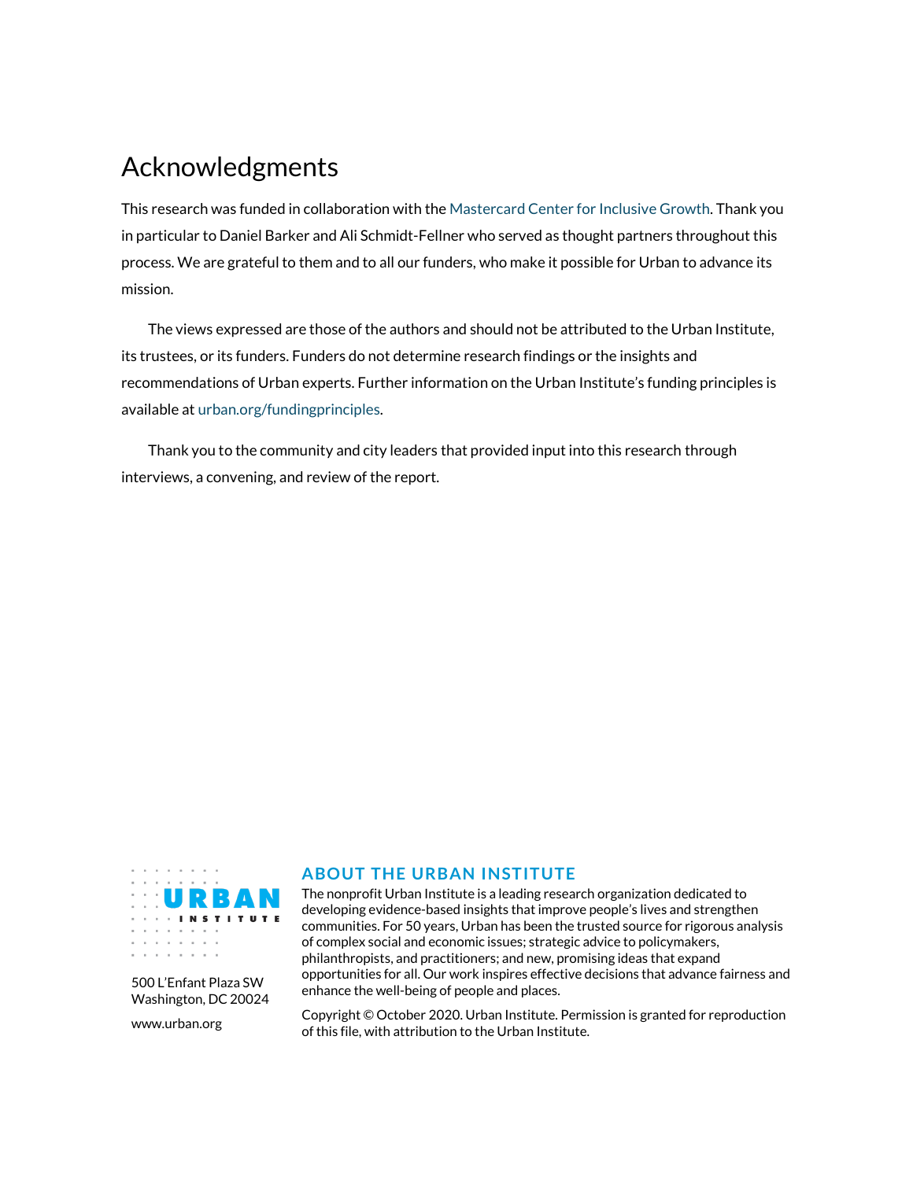# Acknowledgments

This research was funded in collaboration with the Mastercard Center for Inclusive Growth. Thank you in particular to Daniel Barker and Ali Schmidt-Fellner who served as thought partners throughout this process. We are grateful to them and to all our funders, who make it possible for Urban to advance its mission.

The views expressed are those of the authors and should not be attributed to the Urban Institute, its trustees, or its funders. Funders do not determine research findings or the insights and recommendations of Urban experts. Further information on the Urban Institute's funding principles is available at urban.org/fundingprinciples.

Thank you to the community and city leaders that provided input into this research through interviews, a convening, and review of the report.

URBAN INSTITUTE

500 L'Enfant Plaza SW
Washington, DC 20024

www.urban.org

## ABOUT THE URBAN INSTITUTE

The nonprofit Urban Institute is a leading research organization dedicated to developing evidence-based insights that improve people's lives and strengthen communities. For 50 years, Urban has been the trusted source for rigorous analysis of complex social and economic issues; strategic advice to policymakers, philanthropists, and practitioners; and new, promising ideas that expand opportunities for all. Our work inspires effective decisions that advance fairness and enhance the well-being of people and places.

Copyright © October 2020. Urban Institute. Permission is granted for reproduction of this file, with attribution to the Urban Institute.